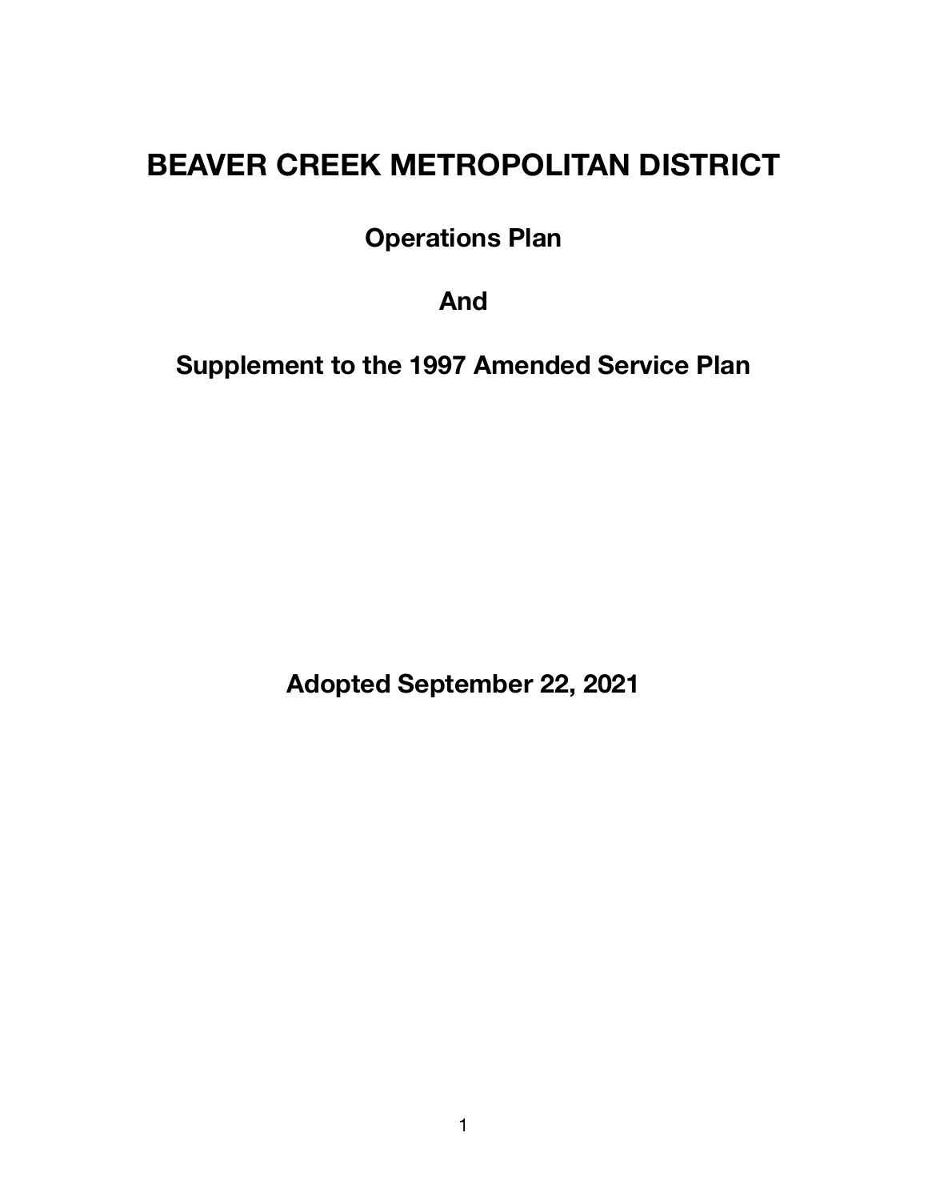# BEAVER CREEK METROPOLITAN DISTRICT

## Operations Plan

## And

## Supplement to the 1997 Amended Service Plan

**Adopted September 22, 2021**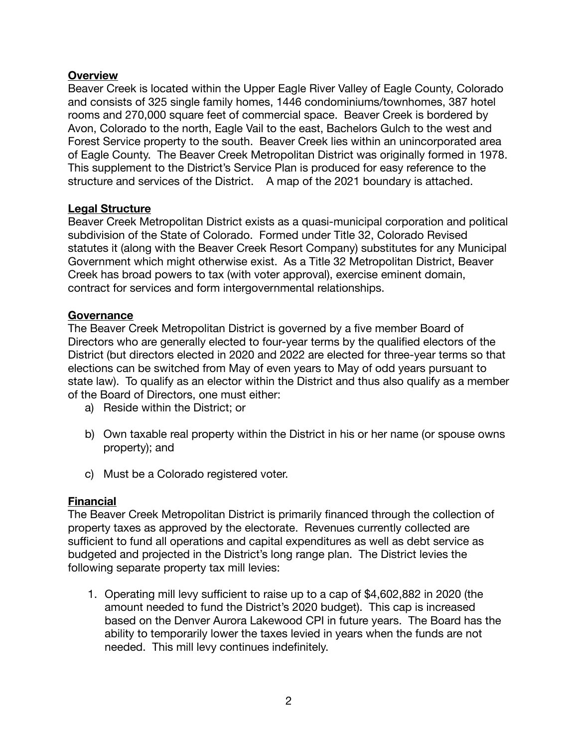## Overview

Beaver Creek is located within the Upper Eagle River Valley of Eagle County, Colorado and consists of 325 single family homes, 1446 condominiums/townhomes, 387 hotel rooms and 270,000 square feet of commercial space. Beaver Creek is bordered by Avon, Colorado to the north, Eagle Vail to the east, Bachelors Gulch to the west and Forest Service property to the south. Beaver Creek lies within an unincorporated area of Eagle County. The Beaver Creek Metropolitan District was originally formed in 1978. This supplement to the District's Service Plan is produced for easy reference to the structure and services of the District. A map of the 2021 boundary is attached.

## Legal Structure

Beaver Creek Metropolitan District exists as a quasi-municipal corporation and political subdivision of the State of Colorado. Formed under Title 32, Colorado Revised statutes it (along with the Beaver Creek Resort Company) substitutes for any Municipal Government which might otherwise exist. As a Title 32 Metropolitan District, Beaver Creek has broad powers to tax (with voter approval), exercise eminent domain, contract for services and form intergovernmental relationships.

## Governance

The Beaver Creek Metropolitan District is governed by a five member Board of Directors who are generally elected to four-year terms by the qualified electors of the District (but directors elected in 2020 and 2022 are elected for three-year terms so that elections can be switched from May of even years to May of odd years pursuant to state law). To qualify as an elector within the District and thus also qualify as a member of the Board of Directors, one must either:

a) Reside within the District; or

b) Own taxable real property within the District in his or her name (or spouse owns property); and

c) Must be a Colorado registered voter.

## Financial

The Beaver Creek Metropolitan District is primarily financed through the collection of property taxes as approved by the electorate. Revenues currently collected are sufficient to fund all operations and capital expenditures as well as debt service as budgeted and projected in the District's long range plan. The District levies the following separate property tax mill levies:

1. Operating mill levy sufficient to raise up to a cap of $4,602,882 in 2020 (the amount needed to fund the District's 2020 budget). This cap is increased based on the Denver Aurora Lakewood CPI in future years. The Board has the ability to temporarily lower the taxes levied in years when the funds are not needed. This mill levy continues indefinitely.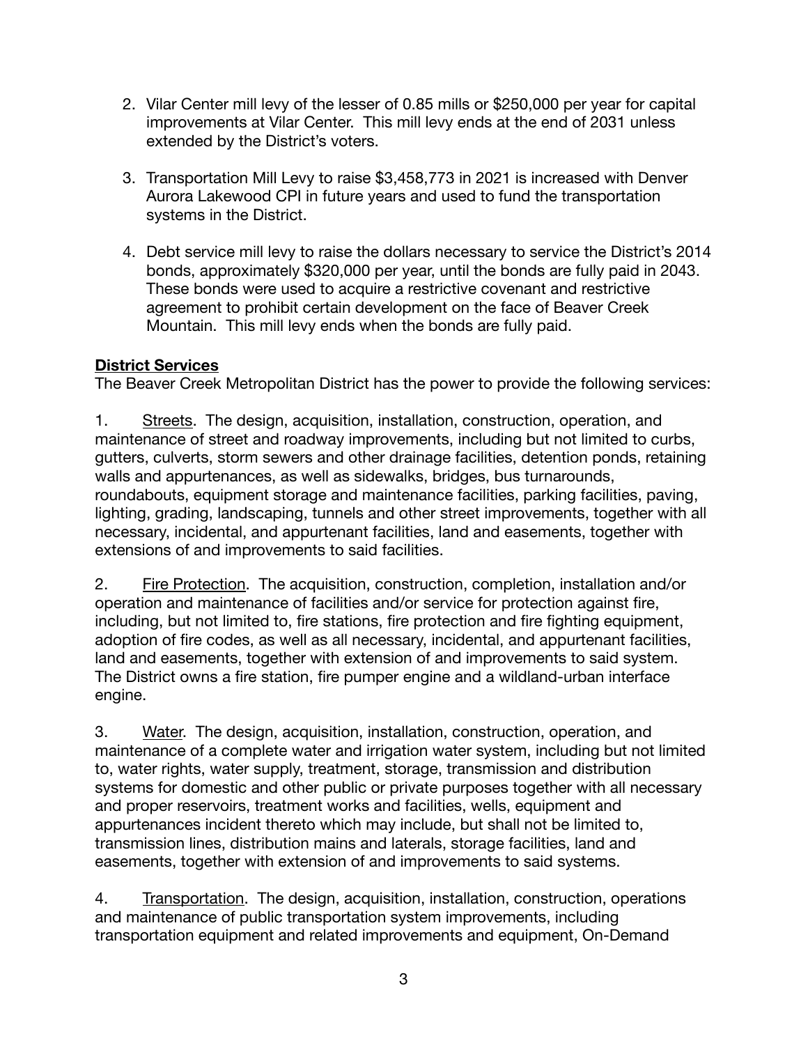2. Vilar Center mill levy of the lesser of 0.85 mills or $250,000 per year for capital improvements at Vilar Center. This mill levy ends at the end of 2031 unless extended by the District's voters.

3. Transportation Mill Levy to raise $3,458,773 in 2021 is increased with Denver Aurora Lakewood CPI in future years and used to fund the transportation systems in the District.

4. Debt service mill levy to raise the dollars necessary to service the District's 2014 bonds, approximately $320,000 per year, until the bonds are fully paid in 2043. These bonds were used to acquire a restrictive covenant and restrictive agreement to prohibit certain development on the face of Beaver Creek Mountain. This mill levy ends when the bonds are fully paid.

**District Services**

The Beaver Creek Metropolitan District has the power to provide the following services:

1. Streets. The design, acquisition, installation, construction, operation, and maintenance of street and roadway improvements, including but not limited to curbs, gutters, culverts, storm sewers and other drainage facilities, detention ponds, retaining walls and appurtenances, as well as sidewalks, bridges, bus turnarounds, roundabouts, equipment storage and maintenance facilities, parking facilities, paving, lighting, grading, landscaping, tunnels and other street improvements, together with all necessary, incidental, and appurtenant facilities, land and easements, together with extensions of and improvements to said facilities.

2. Fire Protection. The acquisition, construction, completion, installation and/or operation and maintenance of facilities and/or service for protection against fire, including, but not limited to, fire stations, fire protection and fire fighting equipment, adoption of fire codes, as well as all necessary, incidental, and appurtenant facilities, land and easements, together with extension of and improvements to said system. The District owns a fire station, fire pumper engine and a wildland-urban interface engine.

3. Water. The design, acquisition, installation, construction, operation, and maintenance of a complete water and irrigation water system, including but not limited to, water rights, water supply, treatment, storage, transmission and distribution systems for domestic and other public or private purposes together with all necessary and proper reservoirs, treatment works and facilities, wells, equipment and appurtenances incident thereto which may include, but shall not be limited to, transmission lines, distribution mains and laterals, storage facilities, land and easements, together with extension of and improvements to said systems.

4. Transportation. The design, acquisition, installation, construction, operations and maintenance of public transportation system improvements, including transportation equipment and related improvements and equipment, On-Demand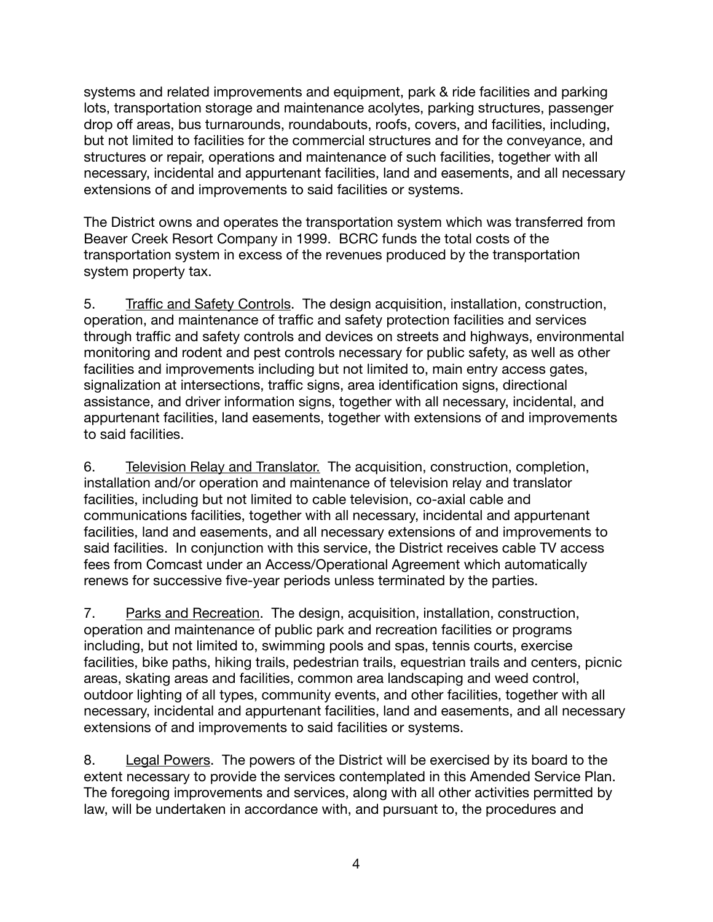systems and related improvements and equipment, park & ride facilities and parking lots, transportation storage and maintenance acolytes, parking structures, passenger drop off areas, bus turnarounds, roundabouts, roofs, covers, and facilities, including, but not limited to facilities for the commercial structures and for the conveyance, and structures or repair, operations and maintenance of such facilities, together with all necessary, incidental and appurtenant facilities, land and easements, and all necessary extensions of and improvements to said facilities or systems.

The District owns and operates the transportation system which was transferred from Beaver Creek Resort Company in 1999. BCRC funds the total costs of the transportation system in excess of the revenues produced by the transportation system property tax.

5. Traffic and Safety Controls. The design acquisition, installation, construction, operation, and maintenance of traffic and safety protection facilities and services through traffic and safety controls and devices on streets and highways, environmental monitoring and rodent and pest controls necessary for public safety, as well as other facilities and improvements including but not limited to, main entry access gates, signalization at intersections, traffic signs, area identification signs, directional assistance, and driver information signs, together with all necessary, incidental, and appurtenant facilities, land easements, together with extensions of and improvements to said facilities.

6. Television Relay and Translator. The acquisition, construction, completion, installation and/or operation and maintenance of television relay and translator facilities, including but not limited to cable television, co-axial cable and communications facilities, together with all necessary, incidental and appurtenant facilities, land and easements, and all necessary extensions of and improvements to said facilities. In conjunction with this service, the District receives cable TV access fees from Comcast under an Access/Operational Agreement which automatically renews for successive five-year periods unless terminated by the parties.

7. Parks and Recreation. The design, acquisition, installation, construction, operation and maintenance of public park and recreation facilities or programs including, but not limited to, swimming pools and spas, tennis courts, exercise facilities, bike paths, hiking trails, pedestrian trails, equestrian trails and centers, picnic areas, skating areas and facilities, common area landscaping and weed control, outdoor lighting of all types, community events, and other facilities, together with all necessary, incidental and appurtenant facilities, land and easements, and all necessary extensions of and improvements to said facilities or systems.

8. Legal Powers. The powers of the District will be exercised by its board to the extent necessary to provide the services contemplated in this Amended Service Plan. The foregoing improvements and services, along with all other activities permitted by law, will be undertaken in accordance with, and pursuant to, the procedures and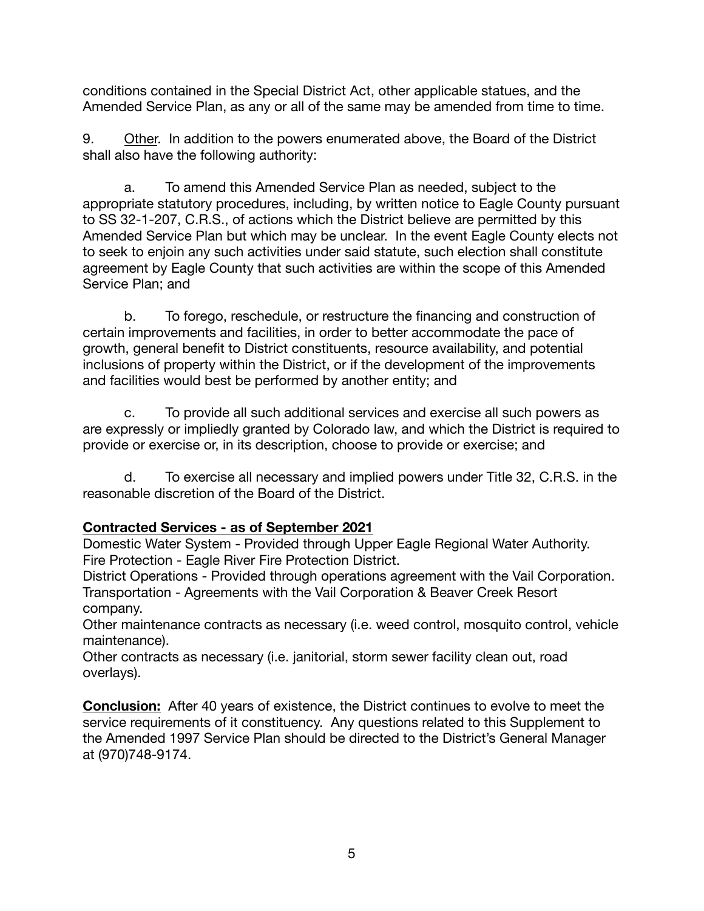conditions contained in the Special District Act, other applicable statues, and the Amended Service Plan, as any or all of the same may be amended from time to time.

9. Other. In addition to the powers enumerated above, the Board of the District shall also have the following authority:

a. To amend this Amended Service Plan as needed, subject to the appropriate statutory procedures, including, by written notice to Eagle County pursuant to SS 32-1-207, C.R.S., of actions which the District believe are permitted by this Amended Service Plan but which may be unclear. In the event Eagle County elects not to seek to enjoin any such activities under said statute, such election shall constitute agreement by Eagle County that such activities are within the scope of this Amended Service Plan; and

b. To forego, reschedule, or restructure the financing and construction of certain improvements and facilities, in order to better accommodate the pace of growth, general benefit to District constituents, resource availability, and potential inclusions of property within the District, or if the development of the improvements and facilities would best be performed by another entity; and

c. To provide all such additional services and exercise all such powers as are expressly or impliedly granted by Colorado law, and which the District is required to provide or exercise or, in its description, choose to provide or exercise; and

d. To exercise all necessary and implied powers under Title 32, C.R.S. in the reasonable discretion of the Board of the District.

**Contracted Services - as of September 2021**

Domestic Water System - Provided through Upper Eagle Regional Water Authority.
Fire Protection - Eagle River Fire Protection District.
District Operations - Provided through operations agreement with the Vail Corporation.
Transportation - Agreements with the Vail Corporation & Beaver Creek Resort company.
Other maintenance contracts as necessary (i.e. weed control, mosquito control, vehicle maintenance).
Other contracts as necessary (i.e. janitorial, storm sewer facility clean out, road overlays).

**Conclusion:** After 40 years of existence, the District continues to evolve to meet the service requirements of it constituency. Any questions related to this Supplement to the Amended 1997 Service Plan should be directed to the District's General Manager at (970)748-9174.